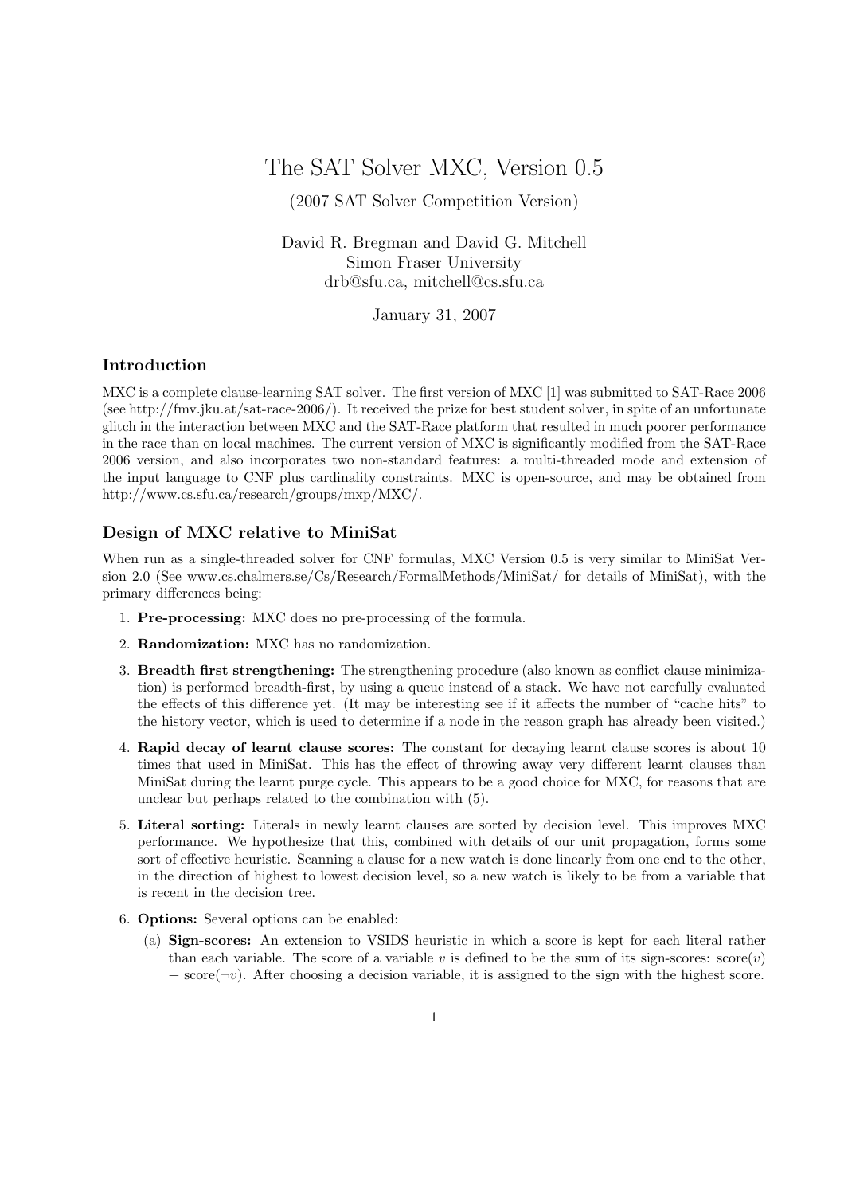# The SAT Solver MXC, Version 0.5

(2007 SAT Solver Competition Version)

David R. Bregman and David G. Mitchell
Simon Fraser University
drb@sfu.ca, mitchell@cs.sfu.ca

January 31, 2007

## Introduction

MXC is a complete clause-learning SAT solver. The first version of MXC [1] was submitted to SAT-Race 2006 (see http://fmv.jku.at/sat-race-2006/). It received the prize for best student solver, in spite of an unfortunate glitch in the interaction between MXC and the SAT-Race platform that resulted in much poorer performance in the race than on local machines. The current version of MXC is significantly modified from the SAT-Race 2006 version, and also incorporates two non-standard features: a multi-threaded mode and extension of the input language to CNF plus cardinality constraints. MXC is open-source, and may be obtained from http://www.cs.sfu.ca/research/groups/mxp/MXC/.

## Design of MXC relative to MiniSat

When run as a single-threaded solver for CNF formulas, MXC Version 0.5 is very similar to MiniSat Version 2.0 (See www.cs.chalmers.se/Cs/Research/FormalMethods/MiniSat/ for details of MiniSat), with the primary differences being:

1. **Pre-processing:** MXC does no pre-processing of the formula.
2. **Randomization:** MXC has no randomization.
3. **Breadth first strengthening:** The strengthening procedure (also known as conflict clause minimization) is performed breadth-first, by using a queue instead of a stack. We have not carefully evaluated the effects of this difference yet. (It may be interesting see if it affects the number of "cache hits" to the history vector, which is used to determine if a node in the reason graph has already been visited.)
4. **Rapid decay of learnt clause scores:** The constant for decaying learnt clause scores is about 10 times that used in MiniSat. This has the effect of throwing away very different learnt clauses than MiniSat during the learnt purge cycle. This appears to be a good choice for MXC, for reasons that are unclear but perhaps related to the combination with (5).
5. **Literal sorting:** Literals in newly learnt clauses are sorted by decision level. This improves MXC performance. We hypothesize that this, combined with details of our unit propagation, forms some sort of effective heuristic. Scanning a clause for a new watch is done linearly from one end to the other, in the direction of highest to lowest decision level, so a new watch is likely to be from a variable that is recent in the decision tree.
6. **Options:** Several options can be enabled:
   (a) **Sign-scores:** An extension to VSIDS heuristic in which a score is kept for each literal rather than each variable. The score of a variable $v$ is defined to be the sum of its sign-scores: score($v$) + score($\neg v$). After choosing a decision variable, it is assigned to the sign with the highest score.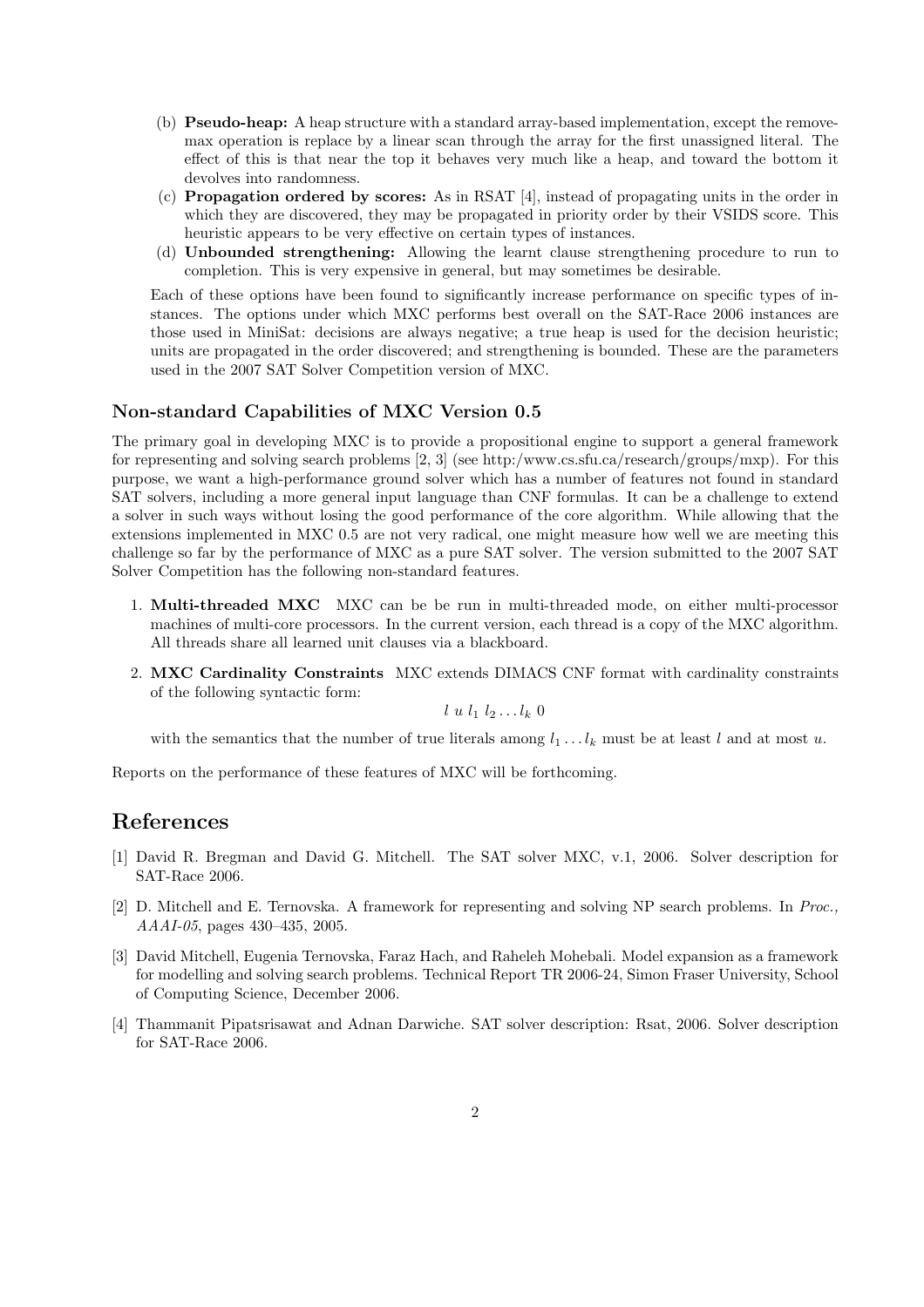(b) **Pseudo-heap:** A heap structure with a standard array-based implementation, except the remove-max operation is replace by a linear scan through the array for the first unassigned literal. The effect of this is that near the top it behaves very much like a heap, and toward the bottom it devolves into randomness.

(c) **Propagation ordered by scores:** As in RSAT [4], instead of propagating units in the order in which they are discovered, they may be propagated in priority order by their VSIDS score. This heuristic appears to be very effective on certain types of instances.

(d) **Unbounded strengthening:** Allowing the learnt clause strengthening procedure to run to completion. This is very expensive in general, but may sometimes be desirable.

Each of these options have been found to significantly increase performance on specific types of instances. The options under which MXC performs best overall on the SAT-Race 2006 instances are those used in MiniSat: decisions are always negative; a true heap is used for the decision heuristic; units are propagated in the order discovered; and strengthening is bounded. These are the parameters used in the 2007 SAT Solver Competition version of MXC.

### Non-standard Capabilities of MXC Version 0.5

The primary goal in developing MXC is to provide a propositional engine to support a general framework for representing and solving search problems [2, 3] (see http:/www.cs.sfu.ca/research/groups/mxp). For this purpose, we want a high-performance ground solver which has a number of features not found in standard SAT solvers, including a more general input language than CNF formulas. It can be a challenge to extend a solver in such ways without losing the good performance of the core algorithm. While allowing that the extensions implemented in MXC 0.5 are not very radical, one might measure how well we are meeting this challenge so far by the performance of MXC as a pure SAT solver. The version submitted to the 2007 SAT Solver Competition has the following non-standard features.

1. **Multi-threaded MXC** MXC can be be run in multi-threaded mode, on either multi-processor machines of multi-core processors. In the current version, each thread is a copy of the MXC algorithm. All threads share all learned unit clauses via a blackboard.

2. **MXC Cardinality Constraints** MXC extends DIMACS CNF format with cardinality constraints of the following syntactic form:

$$l \; u \; l_1 \; l_2 \ldots l_k \; 0$$

with the semantics that the number of true literals among $l_1 \ldots l_k$ must be at least $l$ and at most $u$.

Reports on the performance of these features of MXC will be forthcoming.

## References

[1] David R. Bregman and David G. Mitchell. The SAT solver MXC, v.1, 2006. Solver description for SAT-Race 2006.

[2] D. Mitchell and E. Ternovska. A framework for representing and solving NP search problems. In *Proc., AAAI-05*, pages 430–435, 2005.

[3] David Mitchell, Eugenia Ternovska, Faraz Hach, and Raheleh Mohebali. Model expansion as a framework for modelling and solving search problems. Technical Report TR 2006-24, Simon Fraser University, School of Computing Science, December 2006.

[4] Thammanit Pipatsrisawat and Adnan Darwiche. SAT solver description: Rsat, 2006. Solver description for SAT-Race 2006.